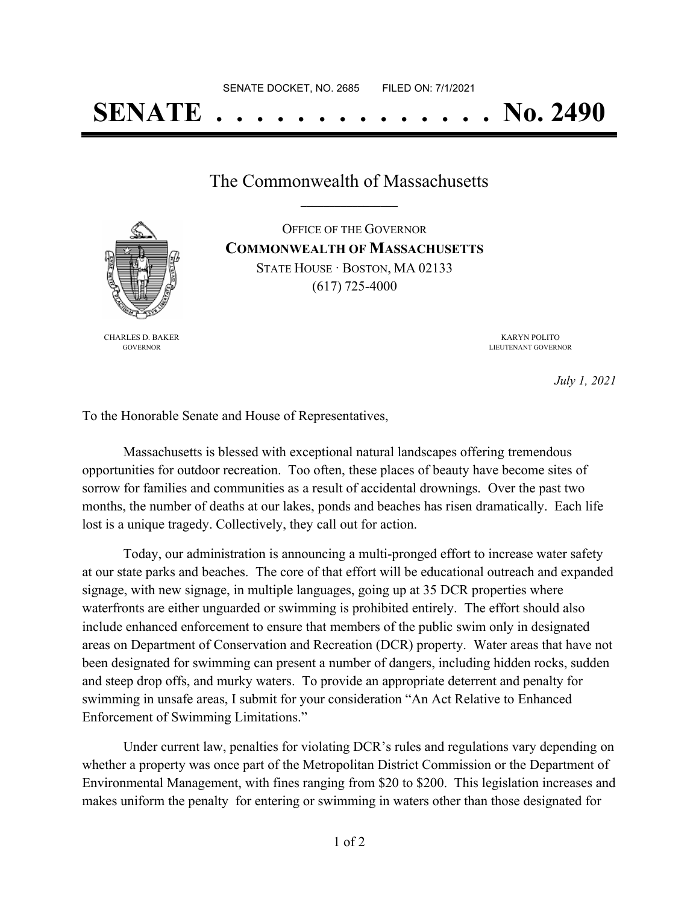SENATE DOCKET, NO. 2685        FILED ON: 7/1/2021

# SENATE . . . . . . . . . . . . . . No. 2490

## The Commonwealth of Massachusetts

OFFICE OF THE GOVERNOR
**COMMONWEALTH OF MASSACHUSETTS**
STATE HOUSE · BOSTON, MA 02133
(617) 725-4000

CHARLES D. BAKER
GOVERNOR

KARYN POLITO
LIEUTENANT GOVERNOR

*July 1, 2021*

To the Honorable Senate and House of Representatives,

Massachusetts is blessed with exceptional natural landscapes offering tremendous opportunities for outdoor recreation. Too often, these places of beauty have become sites of sorrow for families and communities as a result of accidental drownings. Over the past two months, the number of deaths at our lakes, ponds and beaches has risen dramatically. Each life lost is a unique tragedy. Collectively, they call out for action.

Today, our administration is announcing a multi-pronged effort to increase water safety at our state parks and beaches. The core of that effort will be educational outreach and expanded signage, with new signage, in multiple languages, going up at 35 DCR properties where waterfronts are either unguarded or swimming is prohibited entirely. The effort should also include enhanced enforcement to ensure that members of the public swim only in designated areas on Department of Conservation and Recreation (DCR) property. Water areas that have not been designated for swimming can present a number of dangers, including hidden rocks, sudden and steep drop offs, and murky waters. To provide an appropriate deterrent and penalty for swimming in unsafe areas, I submit for your consideration "An Act Relative to Enhanced Enforcement of Swimming Limitations."

Under current law, penalties for violating DCR's rules and regulations vary depending on whether a property was once part of the Metropolitan District Commission or the Department of Environmental Management, with fines ranging from $20 to $200. This legislation increases and makes uniform the penalty for entering or swimming in waters other than those designated for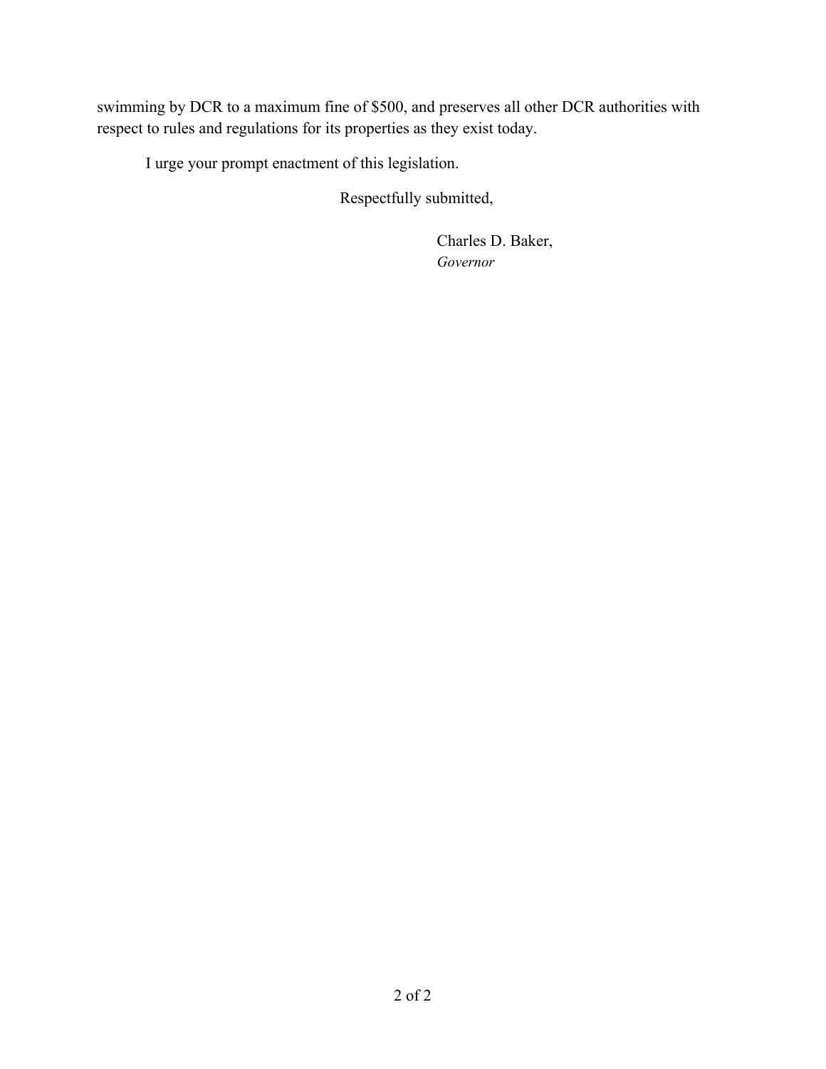swimming by DCR to a maximum fine of $500, and preserves all other DCR authorities with respect to rules and regulations for its properties as they exist today.

I urge your prompt enactment of this legislation.

Respectfully submitted,

Charles D. Baker,
*Governor*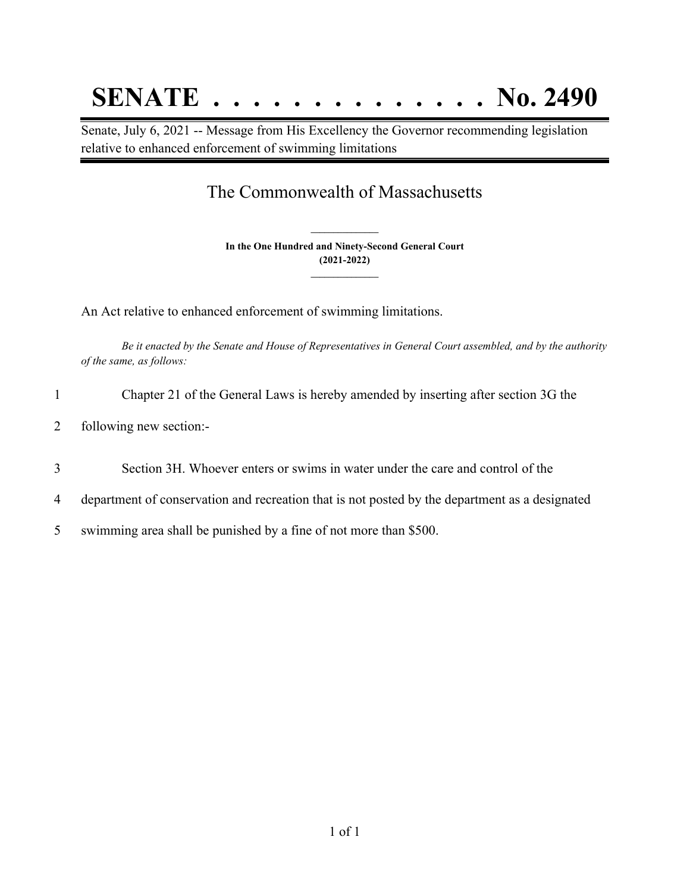# SENATE . . . . . . . . . . . . . . No. 2490

Senate, July 6, 2021 -- Message from His Excellency the Governor recommending legislation relative to enhanced enforcement of swimming limitations

## The Commonwealth of Massachusetts

**In the One Hundred and Ninety-Second General Court**
**(2021-2022)**

An Act relative to enhanced enforcement of swimming limitations.

*Be it enacted by the Senate and House of Representatives in General Court assembled, and by the authority of the same, as follows:*

1 Chapter 21 of the General Laws is hereby amended by inserting after section 3G the
2 following new section:-

3 Section 3H. Whoever enters or swims in water under the care and control of the
4 department of conservation and recreation that is not posted by the department as a designated
5 swimming area shall be punished by a fine of not more than $500.